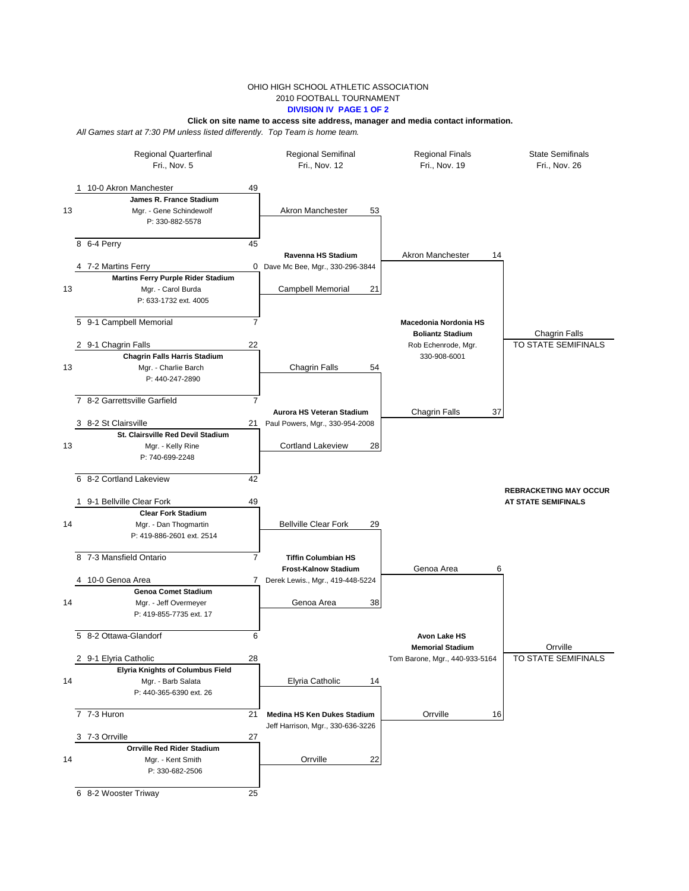OHIO HIGH SCHOOL ATHLETIC ASSOCIATION

2010 FOOTBALL TOURNAMENT

**DIVISION IV PAGE 1 OF 2**

**Click on site name to access site address, manager and media contact information.**

*All Games start at 7:30 PM unless listed differently. Top Team is home team.*

## Region 13

### Regional Quarterfinal – Fri., Nov. 5

| Seed | Team | Score | Site |
|---|---|---|---|
| 1 | 10-0 Akron Manchester | 49 | **James R. France Stadium**, Mgr. - Gene Schindewolf, P: 330-882-5578 |
| 8 | 6-4 Perry | 45 | |
| 4 | 7-2 Martins Ferry | 0 | **Martins Ferry Purple Rider Stadium**, Mgr. - Carol Burda, P: 633-1732 ext. 4005 |
| 5 | 9-1 Campbell Memorial | 7 | |
| 2 | 9-1 Chagrin Falls | 22 | **Chagrin Falls Harris Stadium**, Mgr. - Charlie Barch, P: 440-247-2890 |
| 7 | 8-2 Garrettsville Garfield | 7 | |
| 3 | 8-2 St Clairsville | 21 | **St. Clairsville Red Devil Stadium**, Mgr. - Kelly Rine, P: 740-699-2248 |
| 6 | 8-2 Cortland Lakeview | 42 | |

### Regional Semifinal – Fri., Nov. 12

| Team | Score | Site |
|---|---|---|
| Akron Manchester | 53 | **Ravenna HS Stadium**, Dave Mc Bee, Mgr., 330-296-3844 |
| Campbell Memorial | 21 | |
| Chagrin Falls | 54 | **Aurora HS Veteran Stadium**, Paul Powers, Mgr., 330-954-2008 |
| Cortland Lakeview | 28 | |

### Regional Finals – Fri., Nov. 19

| Team | Score | Site |
|---|---|---|
| Akron Manchester | 14 | **Macedonia Nordonia HS Boliantz Stadium**, Rob Echenrode, Mgr., 330-908-6001 |
| Chagrin Falls | 37 | |

### State Semifinals – Fri., Nov. 26

Chagrin Falls TO STATE SEMIFINALS

## Region 14

### Regional Quarterfinal – Fri., Nov. 5

| Seed | Team | Score | Site |
|---|---|---|---|
| 1 | 9-1 Bellville Clear Fork | 49 | **Clear Fork Stadium**, Mgr. - Dan Thogmartin, P: 419-886-2601 ext. 2514 |
| 8 | 7-3 Mansfield Ontario | 7 | |
| 4 | 10-0 Genoa Area | 7 | **Genoa Comet Stadium**, Mgr. - Jeff Overmeyer, P: 419-855-7735 ext. 17 |
| 5 | 8-2 Ottawa-Glandorf | 6 | |
| 2 | 9-1 Elyria Catholic | 28 | **Elyria Knights of Columbus Field**, Mgr. - Barb Salata, P: 440-365-6390 ext. 26 |
| 7 | 7-3 Huron | 21 | |
| 3 | 7-3 Orrville | 27 | **Orrville Red Rider Stadium**, Mgr. - Kent Smith, P: 330-682-2506 |
| 6 | 8-2 Wooster Triway | 25 | |

### Regional Semifinal – Fri., Nov. 12

| Team | Score | Site |
|---|---|---|
| Bellville Clear Fork | 29 | **Tiffin Columbian HS Frost-Kalnow Stadium**, Derek Lewis., Mgr., 419-448-5224 |
| Genoa Area | 38 | |
| Elyria Catholic | 14 | **Medina HS Ken Dukes Stadium**, Jeff Harrison, Mgr., 330-636-3226 |
| Orrville | 22 | |

### Regional Finals – Fri., Nov. 19

| Team | Score | Site |
|---|---|---|
| Genoa Area | 6 | **Avon Lake HS Memorial Stadium**, Tom Barone, Mgr., 440-933-5164 |
| Orrville | 16 | |

### State Semifinals – Fri., Nov. 26

Orrville TO STATE SEMIFINALS

**REBRACKETING MAY OCCUR AT STATE SEMIFINALS**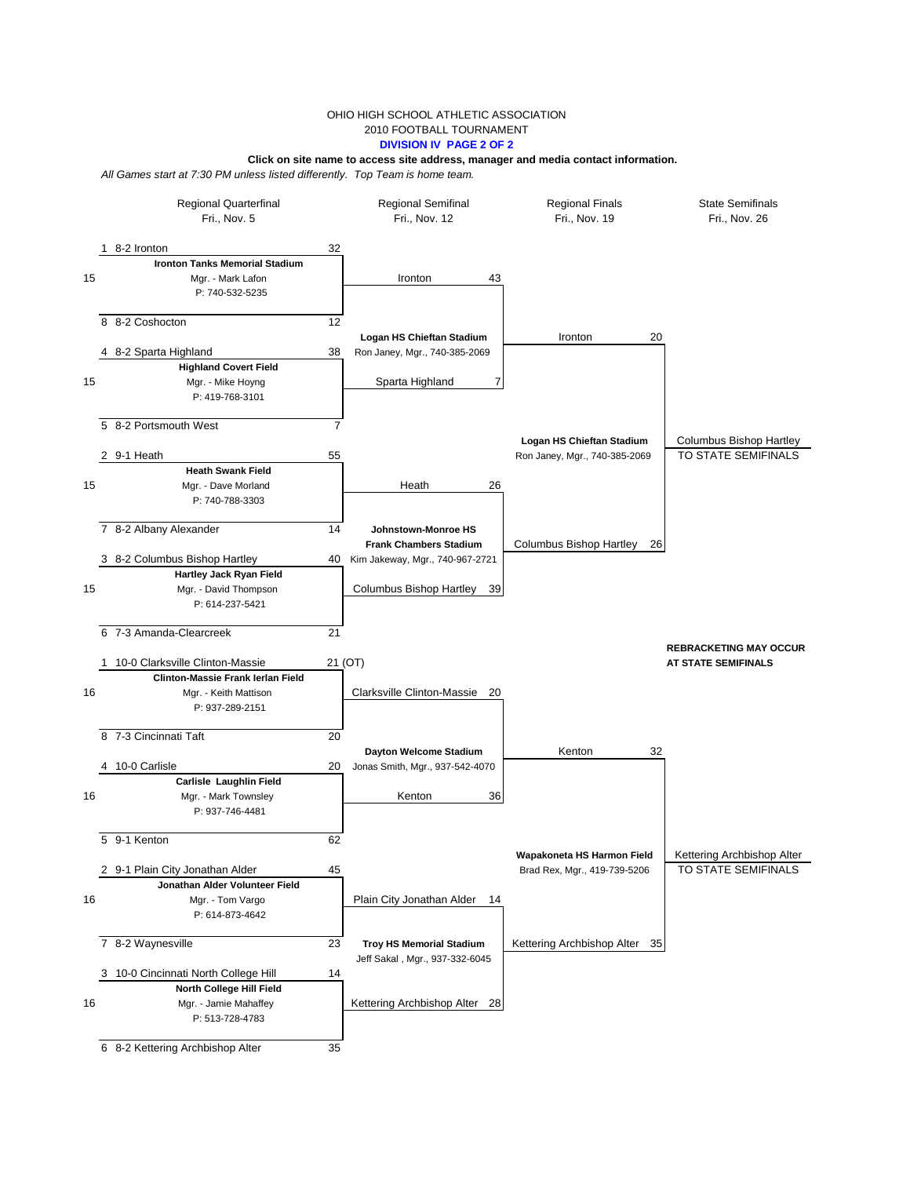OHIO HIGH SCHOOL ATHLETIC ASSOCIATION

2010 FOOTBALL TOURNAMENT

**DIVISION IV PAGE 2 OF 2**

**Click on site name to access site address, manager and media contact information.**

*All Games start at 7:30 PM unless listed differently. Top Team is home team.*

Regional Quarterfinal Fri., Nov. 5

Regional Semifinal Fri., Nov. 12

Regional Finals Fri., Nov. 19

State Semifinals Fri., Nov. 26

## Region 15

### Regional Quarterfinals (Fri., Nov. 5)

1 8-2 Ironton 32
**Ironton Tanks Memorial Stadium**
Mgr. - Mark Lafon
P: 740-532-5235
8 8-2 Coshocton 12

4 8-2 Sparta Highland 38
**Highland Covert Field**
Mgr. - Mike Hoyng
P: 419-768-3101
5 8-2 Portsmouth West 7

2 9-1 Heath 55
**Heath Swank Field**
Mgr. - Dave Morland
P: 740-788-3303
7 8-2 Albany Alexander 14

3 8-2 Columbus Bishop Hartley 40
**Hartley Jack Ryan Field**
Mgr. - David Thompson
P: 614-237-5421
6 7-3 Amanda-Clearcreek 21

### Regional Semifinals (Fri., Nov. 12)

Ironton 43
**Logan HS Chieftan Stadium**
Ron Janey, Mgr., 740-385-2069
Sparta Highland 7

Heath 26
**Johnstown-Monroe HS Frank Chambers Stadium**
Kim Jakeway, Mgr., 740-967-2721
Columbus Bishop Hartley 39

### Regional Final (Fri., Nov. 19)

Ironton 20
**Logan HS Chieftan Stadium**
Ron Janey, Mgr., 740-385-2069
Columbus Bishop Hartley 26

### State Semifinals (Fri., Nov. 26)

Columbus Bishop Hartley
TO STATE SEMIFINALS

## Region 16

### Regional Quarterfinals (Fri., Nov. 5)

1 10-0 Clarksville Clinton-Massie 21 (OT)
**Clinton-Massie Frank Ierlan Field**
Mgr. - Keith Mattison
P: 937-289-2151
8 7-3 Cincinnati Taft 20

4 10-0 Carlisle 20
**Carlisle Laughlin Field**
Mgr. - Mark Townsley
P: 937-746-4481
5 9-1 Kenton 62

2 9-1 Plain City Jonathan Alder 45
**Jonathan Alder Volunteer Field**
Mgr. - Tom Vargo
P: 614-873-4642
7 8-2 Waynesville 23

3 10-0 Cincinnati North College Hill 14
**North College Hill Field**
Mgr. - Jamie Mahaffey
P: 513-728-4783
6 8-2 Kettering Archbishop Alter 35

### Regional Semifinals (Fri., Nov. 12)

Clarksville Clinton-Massie 20
**Dayton Welcome Stadium**
Jonas Smith, Mgr., 937-542-4070
Kenton 36

Plain City Jonathan Alder 14
**Troy HS Memorial Stadium**
Jeff Sakal , Mgr., 937-332-6045
Kettering Archbishop Alter 28

### Regional Final (Fri., Nov. 19)

Kenton 32
**Wapakoneta HS Harmon Field**
Brad Rex, Mgr., 419-739-5206
Kettering Archbishop Alter 35

### State Semifinals (Fri., Nov. 26)

Kettering Archbishop Alter
TO STATE SEMIFINALS

**REBRACKETING MAY OCCUR AT STATE SEMIFINALS**